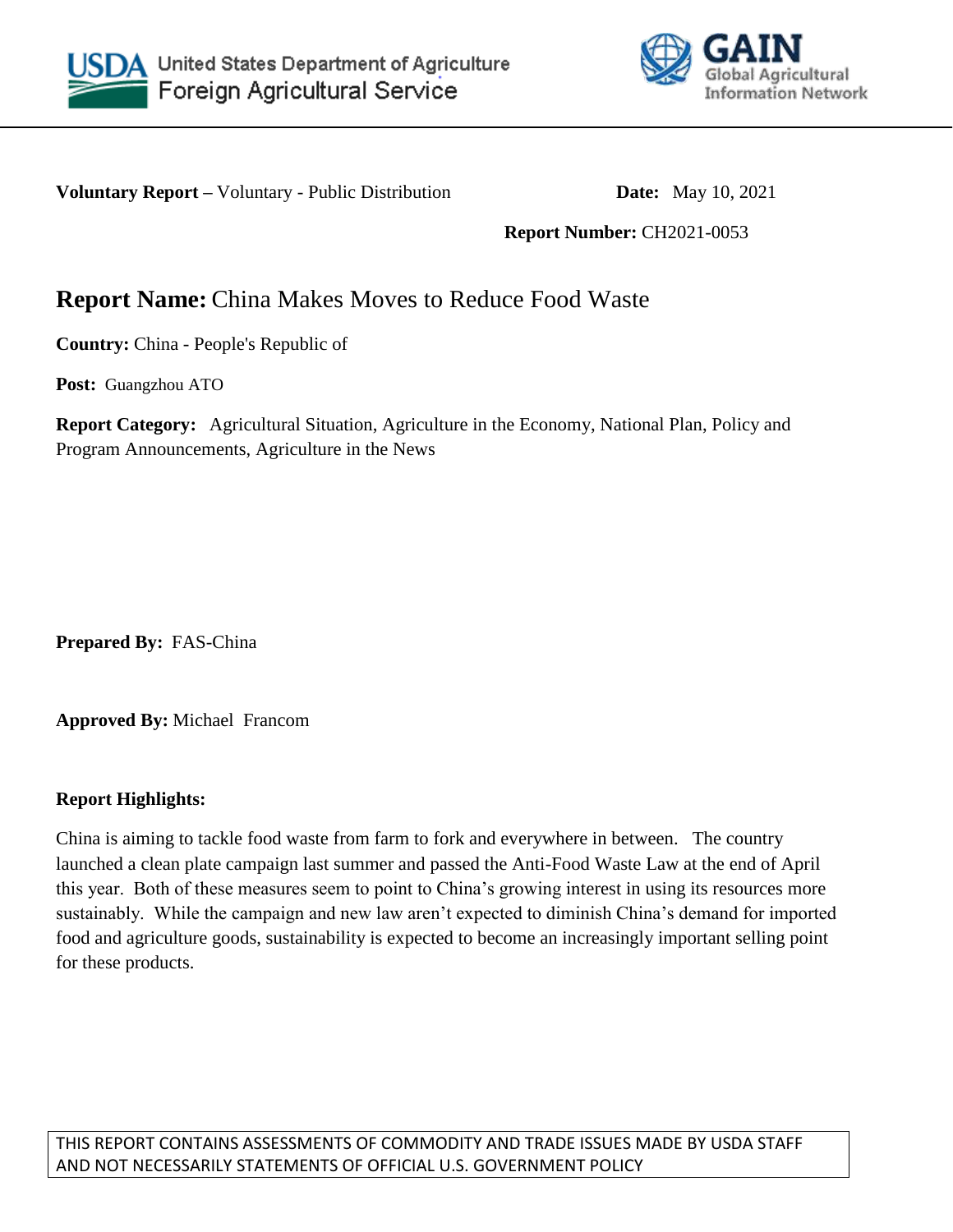United States Department of Agriculture
Foreign Agricultural Service

GAIN
Global Agricultural Information Network

**Voluntary Report –** Voluntary - Public Distribution **Date:** May 10, 2021

**Report Number:** CH2021-0053

# **Report Name:** China Makes Moves to Reduce Food Waste

**Country:** China - People's Republic of

**Post:** Guangzhou ATO

**Report Category:** Agricultural Situation, Agriculture in the Economy, National Plan, Policy and Program Announcements, Agriculture in the News

**Prepared By:** FAS-China

**Approved By:** Michael Francom

**Report Highlights:**

China is aiming to tackle food waste from farm to fork and everywhere in between. The country launched a clean plate campaign last summer and passed the Anti-Food Waste Law at the end of April this year. Both of these measures seem to point to China's growing interest in using its resources more sustainably. While the campaign and new law aren't expected to diminish China's demand for imported food and agriculture goods, sustainability is expected to become an increasingly important selling point for these products.

THIS REPORT CONTAINS ASSESSMENTS OF COMMODITY AND TRADE ISSUES MADE BY USDA STAFF AND NOT NECESSARILY STATEMENTS OF OFFICIAL U.S. GOVERNMENT POLICY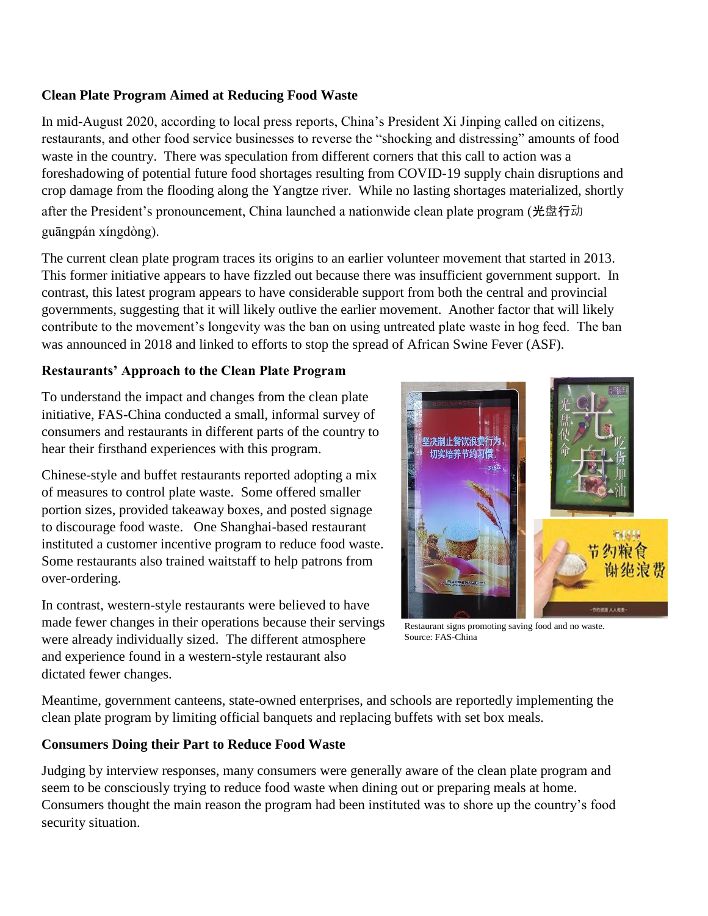**Clean Plate Program Aimed at Reducing Food Waste**

In mid-August 2020, according to local press reports, China's President Xi Jinping called on citizens, restaurants, and other food service businesses to reverse the "shocking and distressing" amounts of food waste in the country. There was speculation from different corners that this call to action was a foreshadowing of potential future food shortages resulting from COVID-19 supply chain disruptions and crop damage from the flooding along the Yangtze river. While no lasting shortages materialized, shortly after the President's pronouncement, China launched a nationwide clean plate program (光盘行动 guāngpán xíngdòng).

The current clean plate program traces its origins to an earlier volunteer movement that started in 2013. This former initiative appears to have fizzled out because there was insufficient government support. In contrast, this latest program appears to have considerable support from both the central and provincial governments, suggesting that it will likely outlive the earlier movement. Another factor that will likely contribute to the movement's longevity was the ban on using untreated plate waste in hog feed. The ban was announced in 2018 and linked to efforts to stop the spread of African Swine Fever (ASF).

**Restaurants' Approach to the Clean Plate Program**

To understand the impact and changes from the clean plate initiative, FAS-China conducted a small, informal survey of consumers and restaurants in different parts of the country to hear their firsthand experiences with this program.

Chinese-style and buffet restaurants reported adopting a mix of measures to control plate waste. Some offered smaller portion sizes, provided takeaway boxes, and posted signage to discourage food waste. One Shanghai-based restaurant instituted a customer incentive program to reduce food waste. Some restaurants also trained waitstaff to help patrons from over-ordering.

Restaurant signs promoting saving food and no waste. Source: FAS-China

In contrast, western-style restaurants were believed to have made fewer changes in their operations because their servings were already individually sized. The different atmosphere and experience found in a western-style restaurant also dictated fewer changes.

Meantime, government canteens, state-owned enterprises, and schools are reportedly implementing the clean plate program by limiting official banquets and replacing buffets with set box meals.

**Consumers Doing their Part to Reduce Food Waste**

Judging by interview responses, many consumers were generally aware of the clean plate program and seem to be consciously trying to reduce food waste when dining out or preparing meals at home. Consumers thought the main reason the program had been instituted was to shore up the country's food security situation.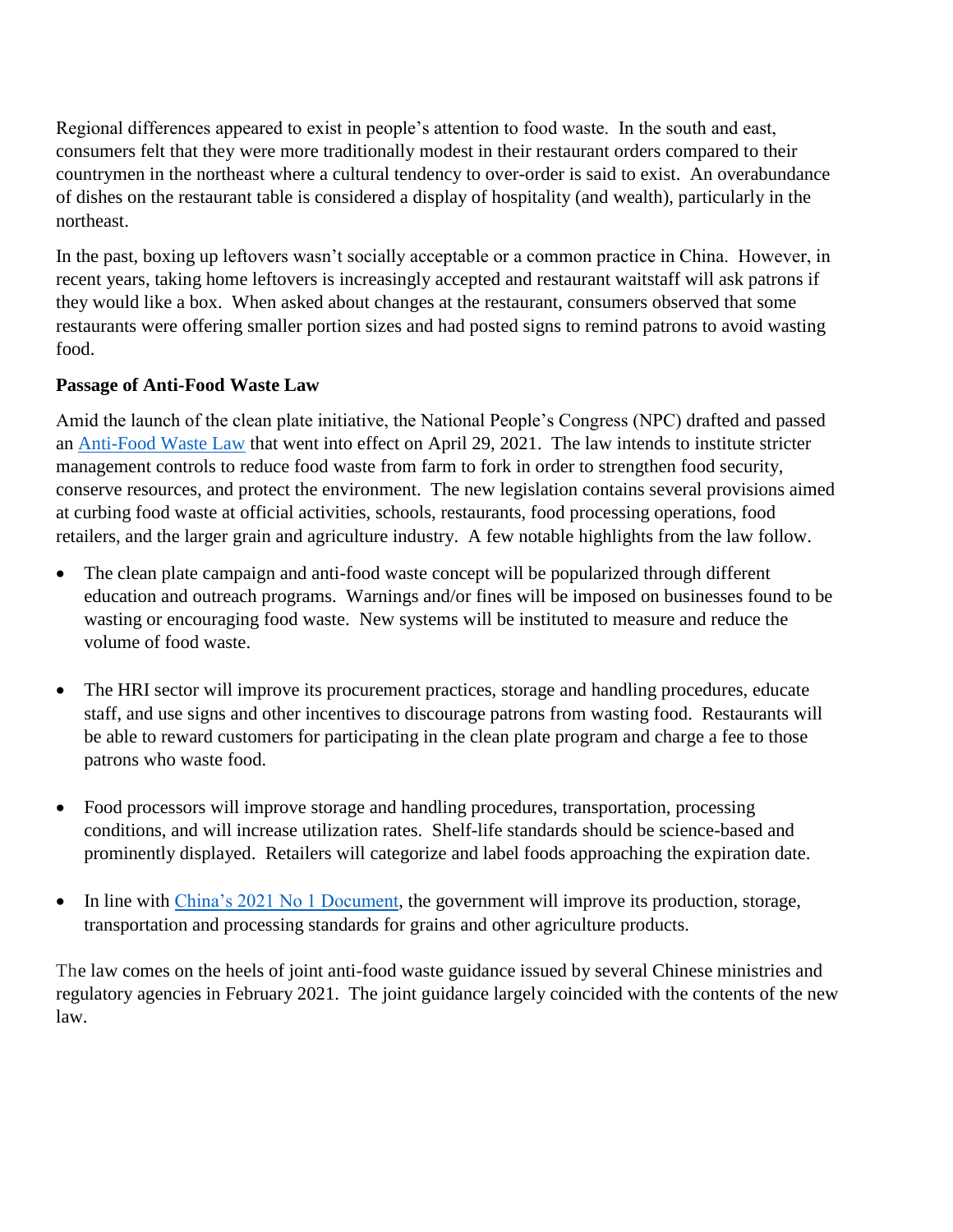Regional differences appeared to exist in people's attention to food waste. In the south and east, consumers felt that they were more traditionally modest in their restaurant orders compared to their countrymen in the northeast where a cultural tendency to over-order is said to exist. An overabundance of dishes on the restaurant table is considered a display of hospitality (and wealth), particularly in the northeast.

In the past, boxing up leftovers wasn't socially acceptable or a common practice in China. However, in recent years, taking home leftovers is increasingly accepted and restaurant waitstaff will ask patrons if they would like a box. When asked about changes at the restaurant, consumers observed that some restaurants were offering smaller portion sizes and had posted signs to remind patrons to avoid wasting food.

**Passage of Anti-Food Waste Law**

Amid the launch of the clean plate initiative, the National People's Congress (NPC) drafted and passed an Anti-Food Waste Law that went into effect on April 29, 2021. The law intends to institute stricter management controls to reduce food waste from farm to fork in order to strengthen food security, conserve resources, and protect the environment. The new legislation contains several provisions aimed at curbing food waste at official activities, schools, restaurants, food processing operations, food retailers, and the larger grain and agriculture industry. A few notable highlights from the law follow.

- The clean plate campaign and anti-food waste concept will be popularized through different education and outreach programs. Warnings and/or fines will be imposed on businesses found to be wasting or encouraging food waste. New systems will be instituted to measure and reduce the volume of food waste.

- The HRI sector will improve its procurement practices, storage and handling procedures, educate staff, and use signs and other incentives to discourage patrons from wasting food. Restaurants will be able to reward customers for participating in the clean plate program and charge a fee to those patrons who waste food.

- Food processors will improve storage and handling procedures, transportation, processing conditions, and will increase utilization rates. Shelf-life standards should be science-based and prominently displayed. Retailers will categorize and label foods approaching the expiration date.

- In line with China's 2021 No 1 Document, the government will improve its production, storage, transportation and processing standards for grains and other agriculture products.

The law comes on the heels of joint anti-food waste guidance issued by several Chinese ministries and regulatory agencies in February 2021. The joint guidance largely coincided with the contents of the new law.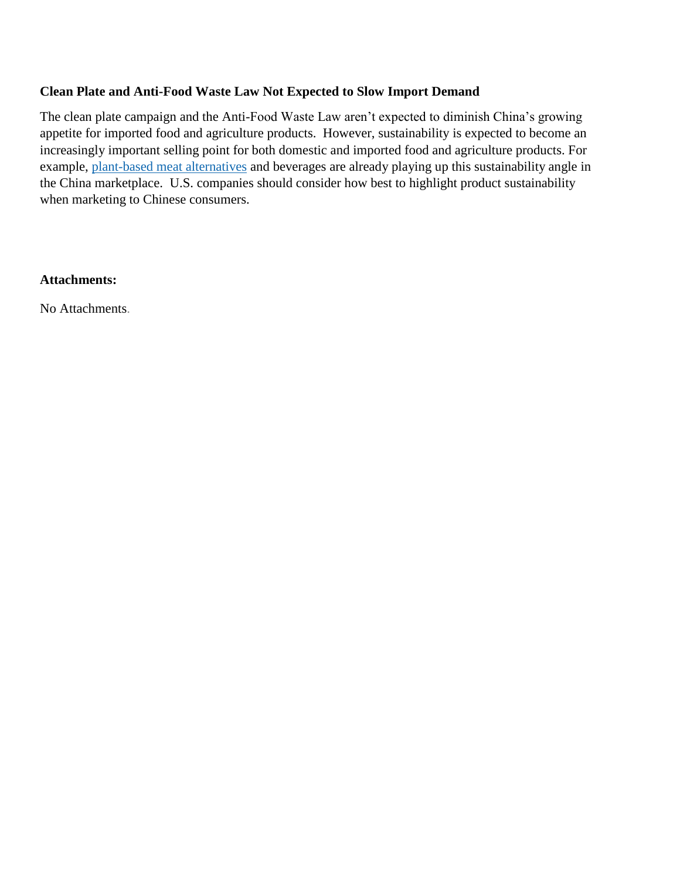**Clean Plate and Anti-Food Waste Law Not Expected to Slow Import Demand**

The clean plate campaign and the Anti-Food Waste Law aren't expected to diminish China's growing appetite for imported food and agriculture products. However, sustainability is expected to become an increasingly important selling point for both domestic and imported food and agriculture products. For example, plant-based meat alternatives and beverages are already playing up this sustainability angle in the China marketplace. U.S. companies should consider how best to highlight product sustainability when marketing to Chinese consumers.

**Attachments:**

No Attachments.